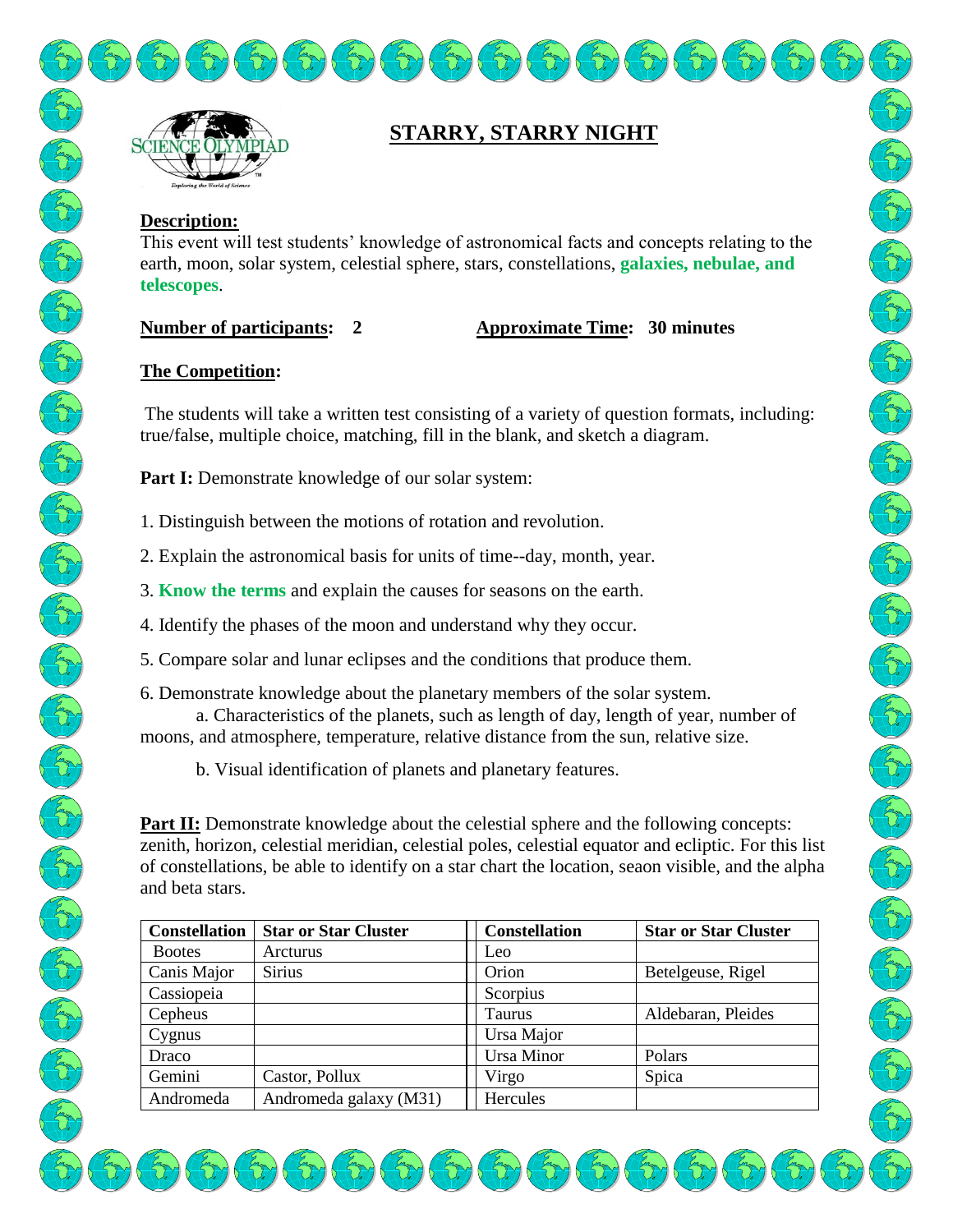# STARRY, STARRY NIGHT

**Description:**
This event will test students' knowledge of astronomical facts and concepts relating to the earth, moon, solar system, celestial sphere, stars, constellations, **galaxies, nebulae, and telescopes**.

**Number of participants: 2** **Approximate Time: 30 minutes**

**The Competition:**

The students will take a written test consisting of a variety of question formats, including: true/false, multiple choice, matching, fill in the blank, and sketch a diagram.

**Part I:** Demonstrate knowledge of our solar system:

1. Distinguish between the motions of rotation and revolution.
2. Explain the astronomical basis for units of time--day, month, year.
3. **Know the terms** and explain the causes for seasons on the earth.
4. Identify the phases of the moon and understand why they occur.
5. Compare solar and lunar eclipses and the conditions that produce them.
6. Demonstrate knowledge about the planetary members of the solar system.
   a. Characteristics of the planets, such as length of day, length of year, number of moons, and atmosphere, temperature, relative distance from the sun, relative size.
   b. Visual identification of planets and planetary features.

**Part II:** Demonstrate knowledge about the celestial sphere and the following concepts: zenith, horizon, celestial meridian, celestial poles, celestial equator and ecliptic. For this list of constellations, be able to identify on a star chart the location, seaon visible, and the alpha and beta stars.

| Constellation | Star or Star Cluster | Constellation | Star or Star Cluster |
|---|---|---|---|
| Bootes | Arcturus | Leo | |
| Canis Major | Sirius | Orion | Betelgeuse, Rigel |
| Cassiopeia | | Scorpius | |
| Cepheus | | Taurus | Aldebaran, Pleides |
| Cygnus | | Ursa Major | |
| Draco | | Ursa Minor | Polars |
| Gemini | Castor, Pollux | Virgo | Spica |
| Andromeda | Andromeda galaxy (M31) | Hercules | |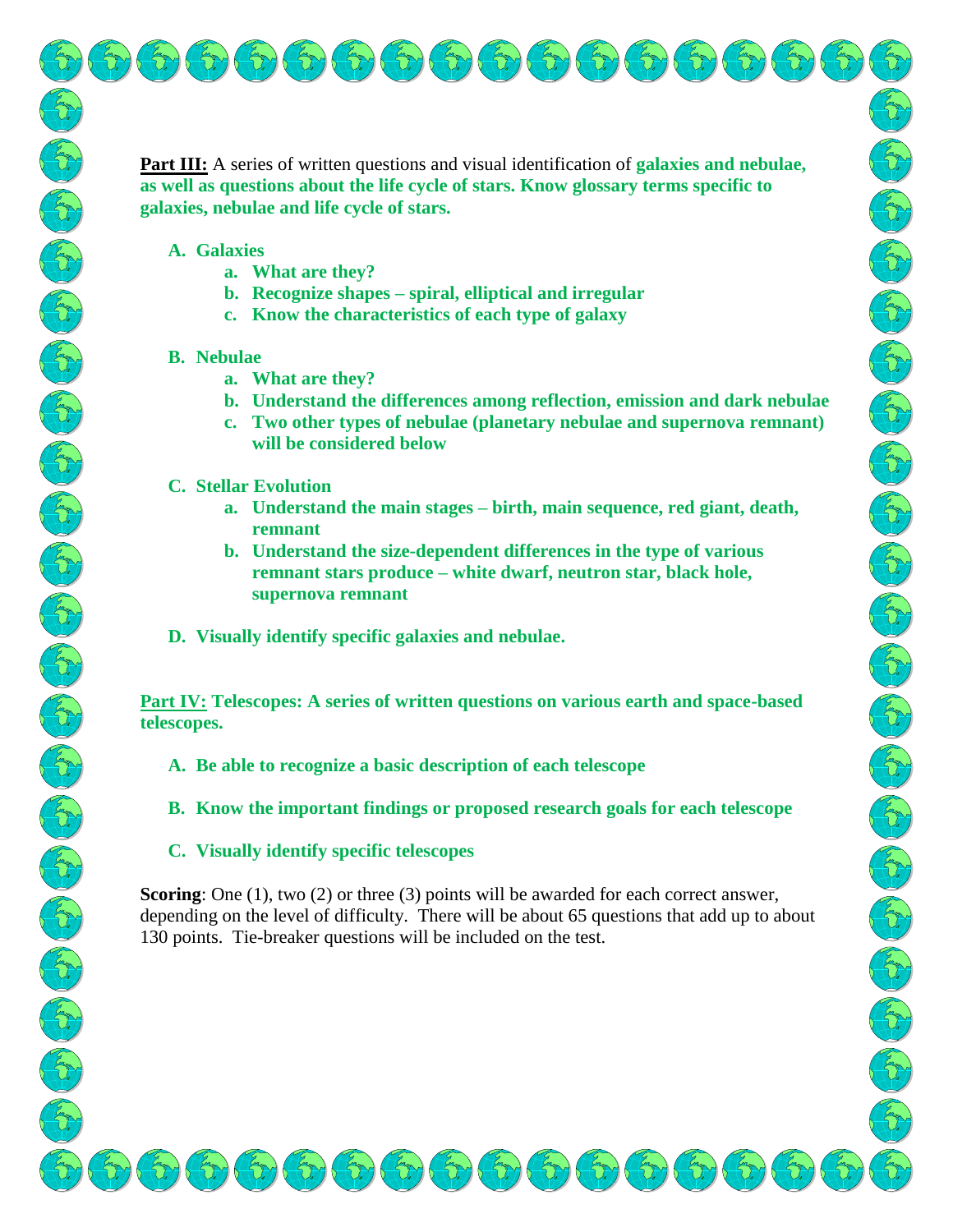**Part III:** A series of written questions and visual identification of **galaxies and nebulae, as well as questions about the life cycle of stars. Know glossary terms specific to galaxies, nebulae and life cycle of stars.**

- **A. Galaxies**
  - **a. What are they?**
  - **b. Recognize shapes – spiral, elliptical and irregular**
  - **c. Know the characteristics of each type of galaxy**
- **B. Nebulae**
  - **a. What are they?**
  - **b. Understand the differences among reflection, emission and dark nebulae**
  - **c. Two other types of nebulae (planetary nebulae and supernova remnant) will be considered below**
- **C. Stellar Evolution**
  - **a. Understand the main stages – birth, main sequence, red giant, death, remnant**
  - **b. Understand the size-dependent differences in the type of various remnant stars produce – white dwarf, neutron star, black hole, supernova remnant**
- **D. Visually identify specific galaxies and nebulae.**

**Part IV: Telescopes: A series of written questions on various earth and space-based telescopes.**

- **A. Be able to recognize a basic description of each telescope**
- **B. Know the important findings or proposed research goals for each telescope**
- **C. Visually identify specific telescopes**

**Scoring**: One (1), two (2) or three (3) points will be awarded for each correct answer, depending on the level of difficulty. There will be about 65 questions that add up to about 130 points. Tie-breaker questions will be included on the test.